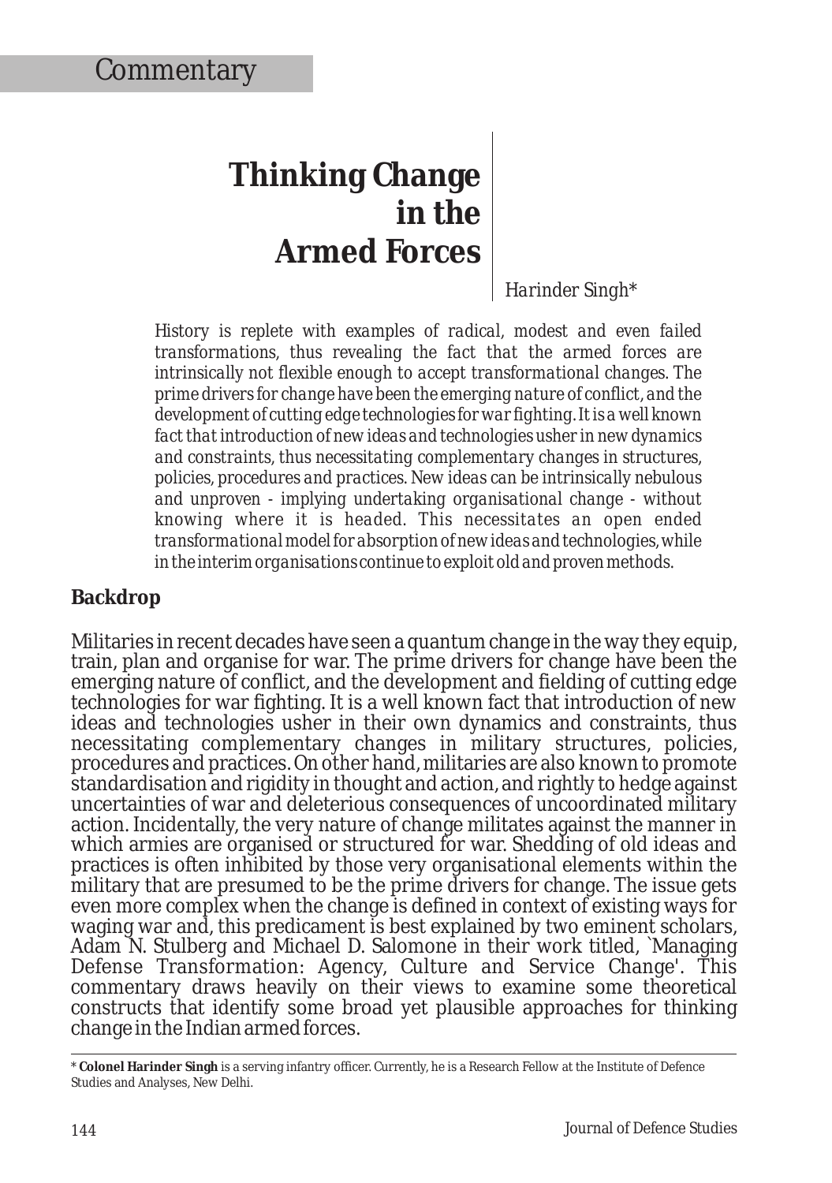Commentary

# Thinking Change in the Armed Forces

*Harinder Singh**

*History is replete with examples of radical, modest and even failed transformations, thus revealing the fact that the armed forces are intrinsically not flexible enough to accept transformational changes. The prime drivers for change have been the emerging nature of conflict, and the development of cutting edge technologies for war fighting. It is a well known fact that introduction of new ideas and technologies usher in new dynamics and constraints, thus necessitating complementary changes in structures, policies, procedures and practices. New ideas can be intrinsically nebulous and unproven - implying undertaking organisational change - without knowing where it is headed. This necessitates an open ended transformational model for absorption of new ideas and technologies, while in the interim organisations continue to exploit old and proven methods.*

## Backdrop

Militaries in recent decades have seen a quantum change in the way they equip, train, plan and organise for war. The prime drivers for change have been the emerging nature of conflict, and the development and fielding of cutting edge technologies for war fighting. It is a well known fact that introduction of new ideas and technologies usher in their own dynamics and constraints, thus necessitating complementary changes in military structures, policies, procedures and practices. On other hand, militaries are also known to promote standardisation and rigidity in thought and action, and rightly to hedge against uncertainties of war and deleterious consequences of uncoordinated military action. Incidentally, the very nature of change militates against the manner in which armies are organised or structured for war. Shedding of old ideas and practices is often inhibited by those very organisational elements within the military that are presumed to be the prime drivers for change. The issue gets even more complex when the change is defined in context of existing ways for waging war and, this predicament is best explained by two eminent scholars, Adam N. Stulberg and Michael D. Salomone in their work titled, `Managing Defense Transformation: Agency, Culture and Service Change'. This commentary draws heavily on their views to examine some theoretical constructs that identify some broad yet plausible approaches for thinking change in the Indian armed forces.

\* **Colonel Harinder Singh** is a serving infantry officer. Currently, he is a Research Fellow at the Institute of Defence Studies and Analyses, New Delhi.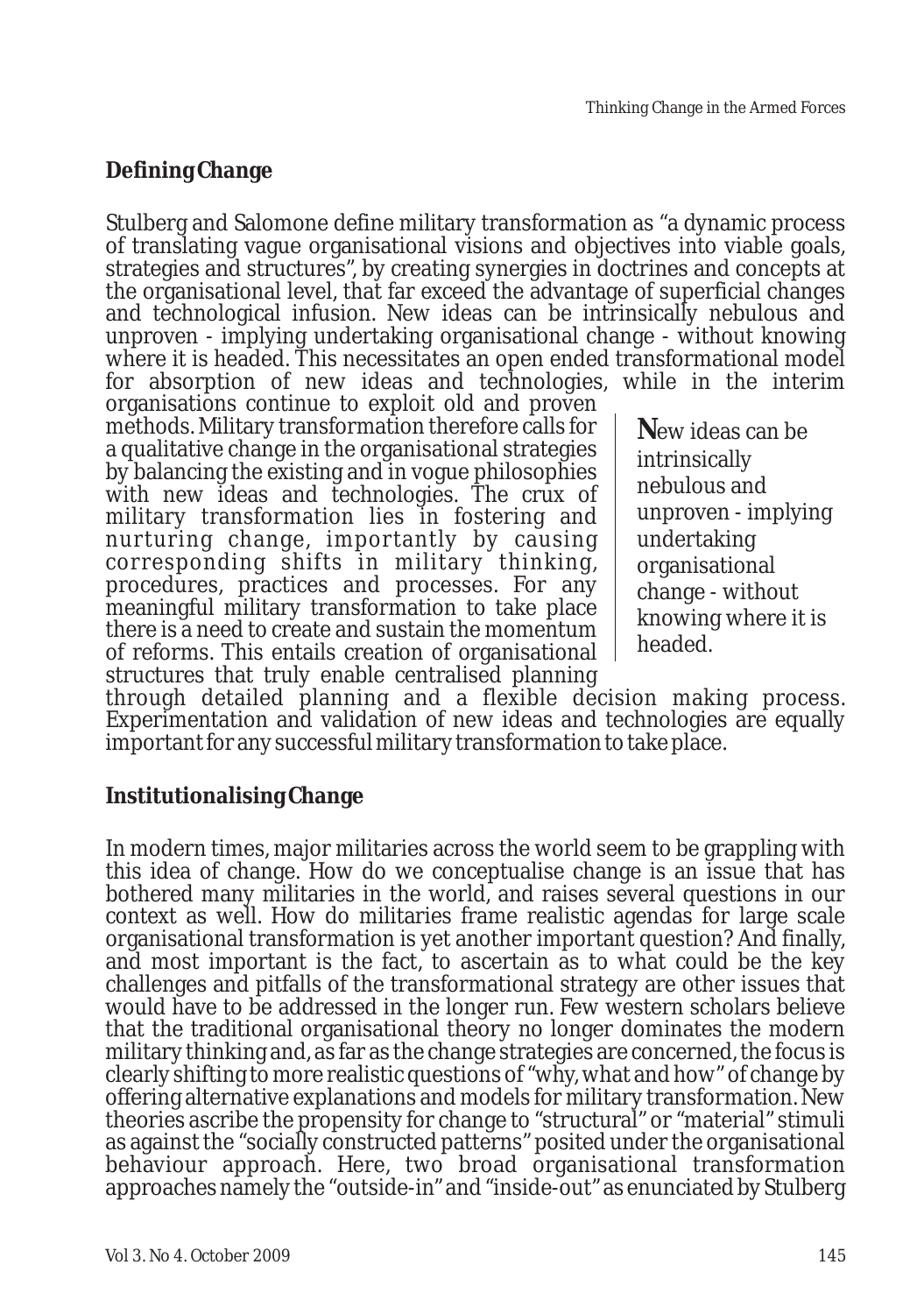## Defining Change

Stulberg and Salomone define military transformation as "a dynamic process of translating vague organisational visions and objectives into viable goals, strategies and structures", by creating synergies in doctrines and concepts at the organisational level, that far exceed the advantage of superficial changes and technological infusion. New ideas can be intrinsically nebulous and unproven - implying undertaking organisational change - without knowing where it is headed. This necessitates an open ended transformational model for absorption of new ideas and technologies, while in the interim organisations continue to exploit old and proven methods. Military transformation therefore calls for a qualitative change in the organisational strategies by balancing the existing and in vogue philosophies with new ideas and technologies. The crux of military transformation lies in fostering and nurturing change, importantly by causing corresponding shifts in military thinking, procedures, practices and processes. For any meaningful military transformation to take place there is a need to create and sustain the momentum of reforms. This entails creation of organisational structures that truly enable centralised planning through detailed planning and a flexible decision making process. Experimentation and validation of new ideas and technologies are equally important for any successful military transformation to take place.

> **N**ew ideas can be intrinsically nebulous and unproven - implying undertaking organisational change - without knowing where it is headed.

## Institutionalising Change

In modern times, major militaries across the world seem to be grappling with this idea of change. How do we conceptualise change is an issue that has bothered many militaries in the world, and raises several questions in our context as well. How do militaries frame realistic agendas for large scale organisational transformation is yet another important question? And finally, and most important is the fact, to ascertain as to what could be the key challenges and pitfalls of the transformational strategy are other issues that would have to be addressed in the longer run. Few western scholars believe that the traditional organisational theory no longer dominates the modern military thinking and, as far as the change strategies are concerned, the focus is clearly shifting to more realistic questions of "why, what and how" of change by offering alternative explanations and models for military transformation. New theories ascribe the propensity for change to "structural" or "material" stimuli as against the "socially constructed patterns" posited under the organisational behaviour approach. Here, two broad organisational transformation approaches namely the "outside-in" and "inside-out" as enunciated by Stulberg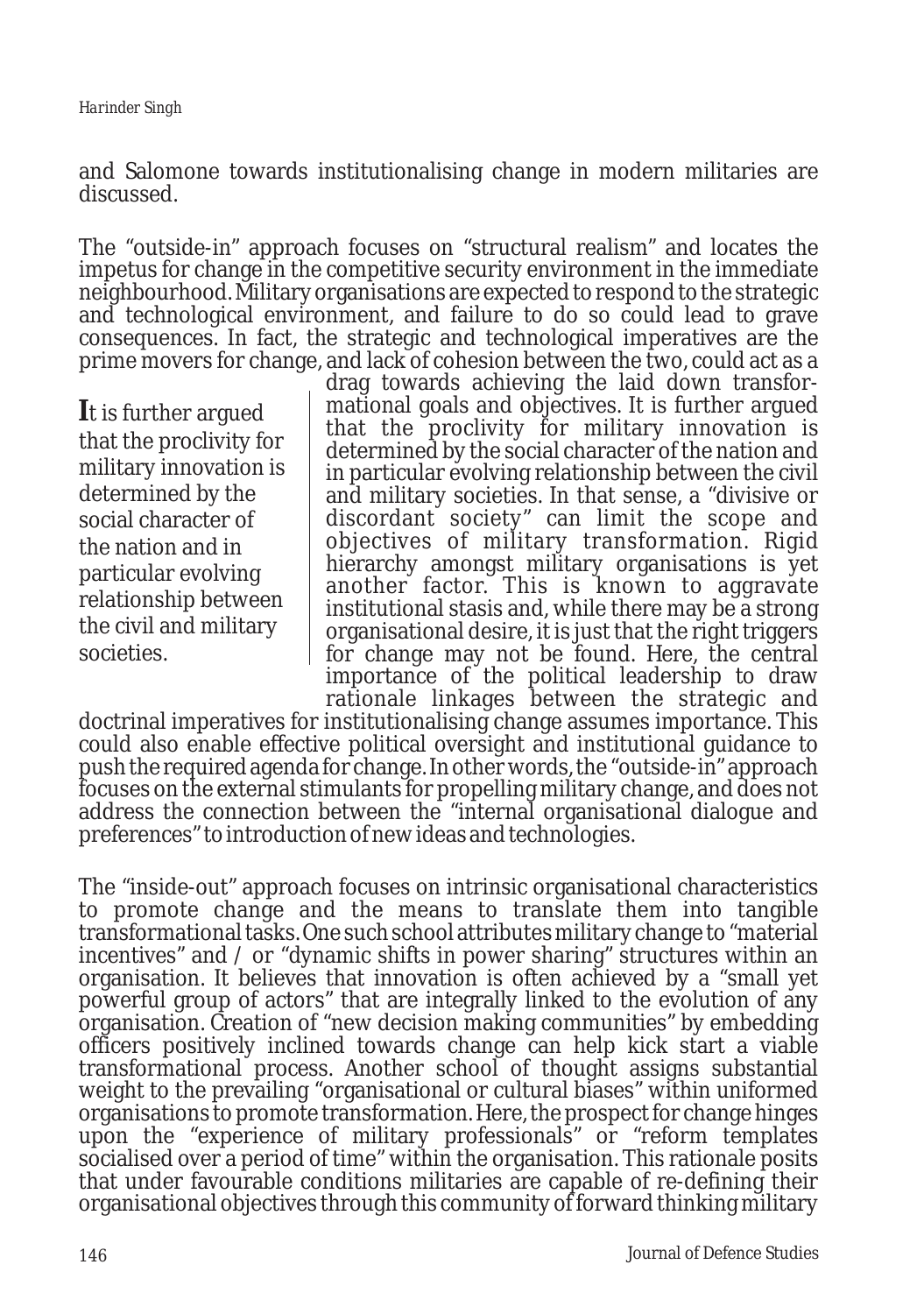and Salomone towards institutionalising change in modern militaries are discussed.

The "outside-in" approach focuses on "structural realism" and locates the impetus for change in the competitive security environment in the immediate neighbourhood. Military organisations are expected to respond to the strategic and technological environment, and failure to do so could lead to grave consequences. In fact, the strategic and technological imperatives are the prime movers for change, and lack of cohesion between the two, could act as a drag towards achieving the laid down transformational goals and objectives. It is further argued that the proclivity for military innovation is determined by the social character of the nation and in particular evolving relationship between the civil and military societies. In that sense, a "divisive or discordant society" can limit the scope and objectives of military transformation. Rigid hierarchy amongst military organisations is yet another factor. This is known to aggravate institutional stasis and, while there may be a strong organisational desire, it is just that the right triggers for change may not be found. Here, the central importance of the political leadership to draw rationale linkages between the strategic and doctrinal imperatives for institutionalising change assumes importance. This could also enable effective political oversight and institutional guidance to push the required agenda for change. In other words, the "outside-in" approach focuses on the external stimulants for propelling military change, and does not address the connection between the "internal organisational dialogue and preferences" to introduction of new ideas and technologies.

> **I**t is further argued that the proclivity for military innovation is determined by the social character of the nation and in particular evolving relationship between the civil and military societies.

The "inside-out" approach focuses on intrinsic organisational characteristics to promote change and the means to translate them into tangible transformational tasks. One such school attributes military change to "material incentives" and / or "dynamic shifts in power sharing" structures within an organisation. It believes that innovation is often achieved by a "small yet powerful group of actors" that are integrally linked to the evolution of any organisation. Creation of "new decision making communities" by embedding officers positively inclined towards change can help kick start a viable transformational process. Another school of thought assigns substantial weight to the prevailing "organisational or cultural biases" within uniformed organisations to promote transformation. Here, the prospect for change hinges upon the "experience of military professionals" or "reform templates socialised over a period of time" within the organisation. This rationale posits that under favourable conditions militaries are capable of re-defining their organisational objectives through this community of forward thinking military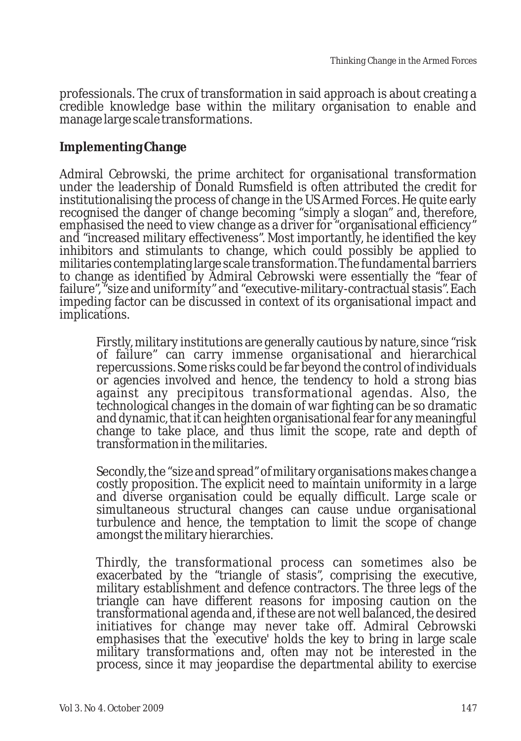professionals. The crux of transformation in said approach is about creating a credible knowledge base within the military organisation to enable and manage large scale transformations.

## Implementing Change

Admiral Cebrowski, the prime architect for organisational transformation under the leadership of Donald Rumsfield is often attributed the credit for institutionalising the process of change in the US Armed Forces. He quite early recognised the danger of change becoming "simply a slogan" and, therefore, emphasised the need to view change as a driver for "organisational efficiency" and "increased military effectiveness". Most importantly, he identified the key inhibitors and stimulants to change, which could possibly be applied to militaries contemplating large scale transformation. The fundamental barriers to change as identified by Admiral Cebrowski were essentially the "fear of failure", "size and uniformity" and "executive-military-contractual stasis". Each impeding factor can be discussed in context of its organisational impact and implications.

> Firstly, military institutions are generally cautious by nature, since "risk of failure" can carry immense organisational and hierarchical repercussions. Some risks could be far beyond the control of individuals or agencies involved and hence, the tendency to hold a strong bias against any precipitous transformational agendas. Also, the technological changes in the domain of war fighting can be so dramatic and dynamic, that it can heighten organisational fear for any meaningful change to take place, and thus limit the scope, rate and depth of transformation in the militaries.
>
> Secondly, the "size and spread" of military organisations makes change a costly proposition. The explicit need to maintain uniformity in a large and diverse organisation could be equally difficult. Large scale or simultaneous structural changes can cause undue organisational turbulence and hence, the temptation to limit the scope of change amongst the military hierarchies.
>
> Thirdly, the transformational process can sometimes also be exacerbated by the "triangle of stasis", comprising the executive, military establishment and defence contractors. The three legs of the triangle can have different reasons for imposing caution on the transformational agenda and, if these are not well balanced, the desired initiatives for change may never take off. Admiral Cebrowski emphasises that the 'executive' holds the key to bring in large scale military transformations and, often may not be interested in the process, since it may jeopardise the departmental ability to exercise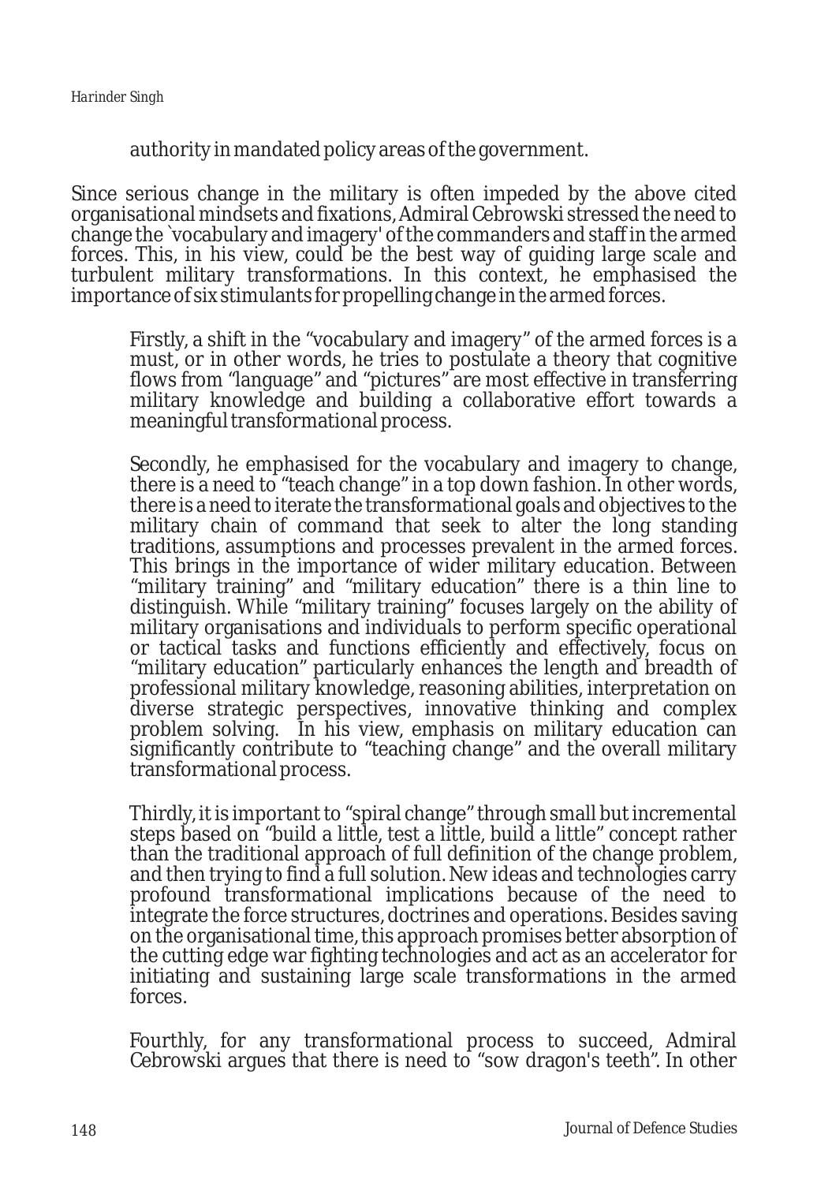authority in mandated policy areas of the government.

Since serious change in the military is often impeded by the above cited organisational mindsets and fixations, Admiral Cebrowski stressed the need to change the `vocabulary and imagery' of the commanders and staff in the armed forces. This, in his view, could be the best way of guiding large scale and turbulent military transformations. In this context, he emphasised the importance of six stimulants for propelling change in the armed forces.

> Firstly, a shift in the "vocabulary and imagery" of the armed forces is a must, or in other words, he tries to postulate a theory that cognitive flows from "language" and "pictures" are most effective in transferring military knowledge and building a collaborative effort towards a meaningful transformational process.
>
> Secondly, he emphasised for the vocabulary and imagery to change, there is a need to "teach change" in a top down fashion. In other words, there is a need to iterate the transformational goals and objectives to the military chain of command that seek to alter the long standing traditions, assumptions and processes prevalent in the armed forces. This brings in the importance of wider military education. Between "military training" and "military education" there is a thin line to distinguish. While "military training" focuses largely on the ability of military organisations and individuals to perform specific operational or tactical tasks and functions efficiently and effectively, focus on "military education" particularly enhances the length and breadth of professional military knowledge, reasoning abilities, interpretation on diverse strategic perspectives, innovative thinking and complex problem solving. In his view, emphasis on military education can significantly contribute to "teaching change" and the overall military transformational process.
>
> Thirdly, it is important to "spiral change" through small but incremental steps based on "build a little, test a little, build a little" concept rather than the traditional approach of full definition of the change problem, and then trying to find a full solution. New ideas and technologies carry profound transformational implications because of the need to integrate the force structures, doctrines and operations. Besides saving on the organisational time, this approach promises better absorption of the cutting edge war fighting technologies and act as an accelerator for initiating and sustaining large scale transformations in the armed forces.
>
> Fourthly, for any transformational process to succeed, Admiral Cebrowski argues that there is need to "sow dragon's teeth". In other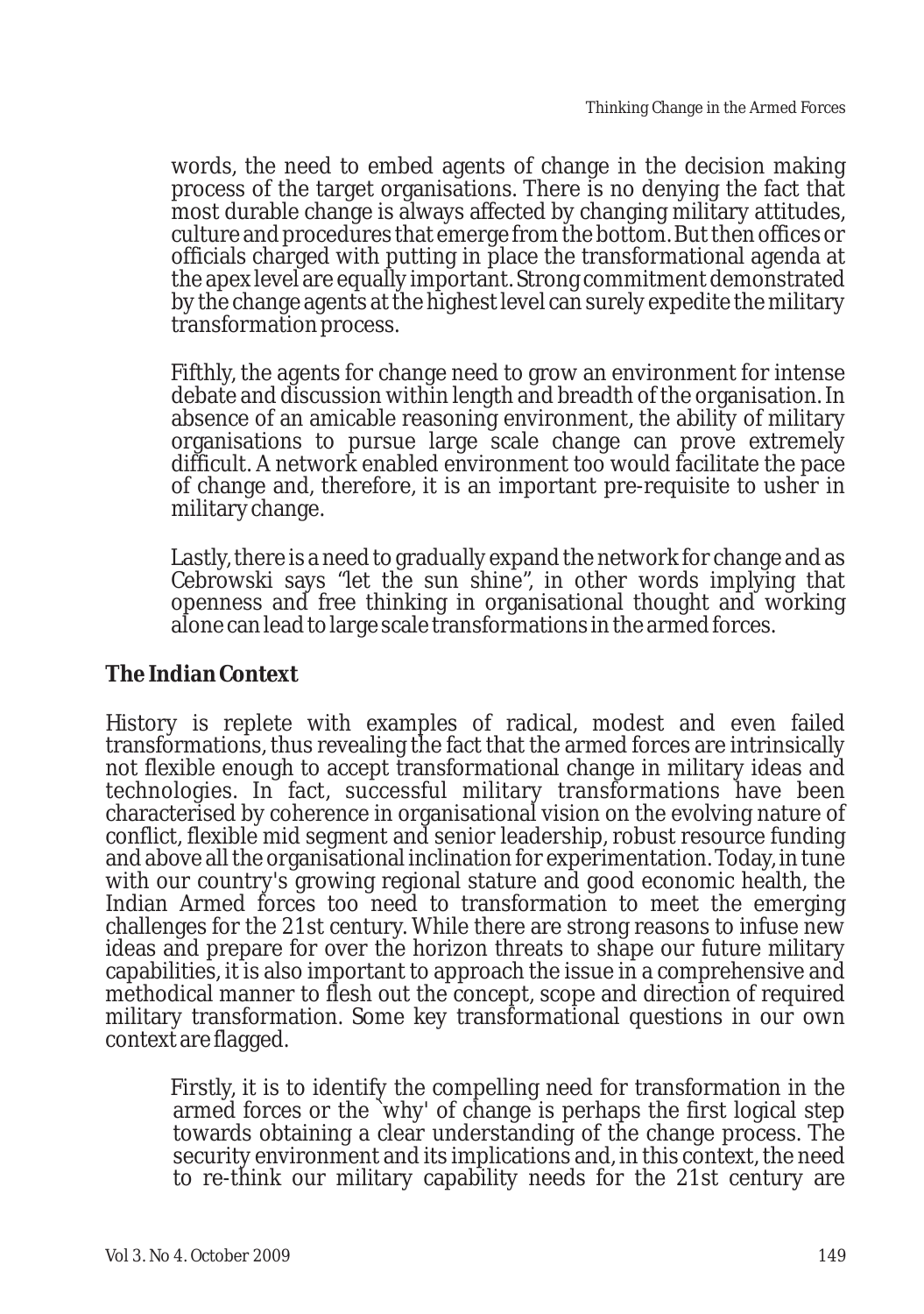words, the need to embed agents of change in the decision making process of the target organisations. There is no denying the fact that most durable change is always affected by changing military attitudes, culture and procedures that emerge from the bottom. But then offices or officials charged with putting in place the transformational agenda at the apex level are equally important. Strong commitment demonstrated by the change agents at the highest level can surely expedite the military transformation process.

Fifthly, the agents for change need to grow an environment for intense debate and discussion within length and breadth of the organisation. In absence of an amicable reasoning environment, the ability of military organisations to pursue large scale change can prove extremely difficult. A network enabled environment too would facilitate the pace of change and, therefore, it is an important pre-requisite to usher in military change.

Lastly, there is a need to gradually expand the network for change and as Cebrowski says "let the sun shine", in other words implying that openness and free thinking in organisational thought and working alone can lead to large scale transformations in the armed forces.

## The Indian Context

History is replete with examples of radical, modest and even failed transformations, thus revealing the fact that the armed forces are intrinsically not flexible enough to accept transformational change in military ideas and technologies. In fact, successful military transformations have been characterised by coherence in organisational vision on the evolving nature of conflict, flexible mid segment and senior leadership, robust resource funding and above all the organisational inclination for experimentation. Today, in tune with our country's growing regional stature and good economic health, the Indian Armed forces too need to transformation to meet the emerging challenges for the 21st century. While there are strong reasons to infuse new ideas and prepare for over the horizon threats to shape our future military capabilities, it is also important to approach the issue in a comprehensive and methodical manner to flesh out the concept, scope and direction of required military transformation. Some key transformational questions in our own context are flagged.

Firstly, it is to identify the compelling need for transformation in the armed forces or the `why' of change is perhaps the first logical step towards obtaining a clear understanding of the change process. The security environment and its implications and, in this context, the need to re-think our military capability needs for the 21st century are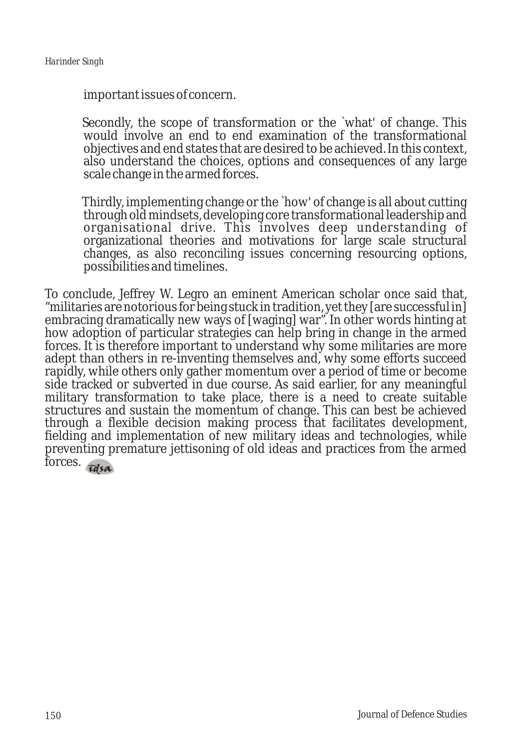important issues of concern.

Secondly, the scope of transformation or the `what' of change. This would involve an end to end examination of the transformational objectives and end states that are desired to be achieved. In this context, also understand the choices, options and consequences of any large scale change in the armed forces.

Thirdly, implementing change or the `how' of change is all about cutting through old mindsets, developing core transformational leadership and organisational drive. This involves deep understanding of organizational theories and motivations for large scale structural changes, as also reconciling issues concerning resourcing options, possibilities and timelines.

To conclude, Jeffrey W. Legro an eminent American scholar once said that, "militaries are notorious for being stuck in tradition, yet they [are successful in] embracing dramatically new ways of [waging] war". In other words hinting at how adoption of particular strategies can help bring in change in the armed forces. It is therefore important to understand why some militaries are more adept than others in re-inventing themselves and, why some efforts succeed rapidly, while others only gather momentum over a period of time or become side tracked or subverted in due course. As said earlier, for any meaningful military transformation to take place, there is a need to create suitable structures and sustain the momentum of change. This can best be achieved through a flexible decision making process that facilitates development, fielding and implementation of new military ideas and technologies, while preventing premature jettisoning of old ideas and practices from the armed forces.